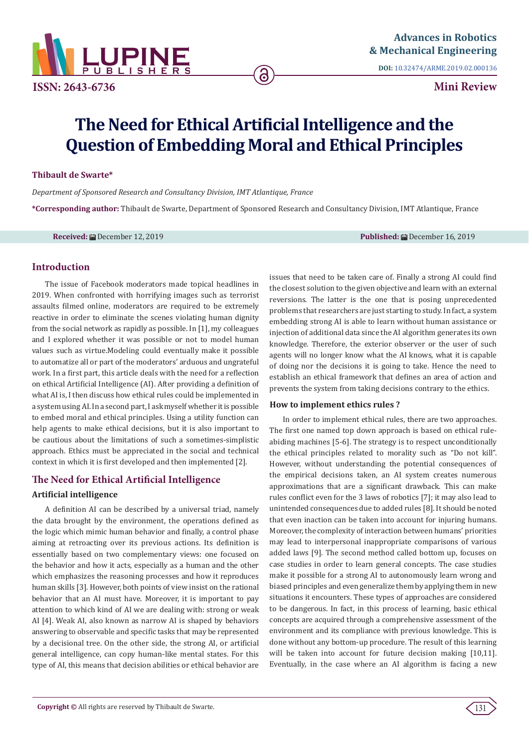# The Need for Ethical Artificial Intelligence and the Question of Embedding Moral and Ethical Principles

**Thibault de Swarte***

*Department of Sponsored Research and Consultancy Division, IMT Atlantique, France*

**\*Corresponding author:** Thibault de Swarte, Department of Sponsored Research and Consultancy Division, IMT Atlantique, France

**Received:** December 12, 2019 **Published:** December 16, 2019

## Introduction

The issue of Facebook moderators made topical headlines in 2019. When confronted with horrifying images such as terrorist assaults filmed online, moderators are required to be extremely reactive in order to eliminate the scenes violating human dignity from the social network as rapidly as possible. In [1], my colleagues and I explored whether it was possible or not to model human values such as virtue.Modeling could eventually make it possible to automatize all or part of the moderators' arduous and ungrateful work. In a first part, this article deals with the need for a reflection on ethical Artificial Intelligence (AI). After providing a definition of what AI is, I then discuss how ethical rules could be implemented in a system using AI. In a second part, I ask myself whether it is possible to embed moral and ethical principles. Using a utility function can help agents to make ethical decisions, but it is also important to be cautious about the limitations of such a sometimes-simplistic approach. Ethics must be appreciated in the social and technical context in which it is first developed and then implemented [2].

## The Need for Ethical Artificial Intelligence

### Artificial intelligence

A definition AI can be described by a universal triad, namely the data brought by the environment, the operations defined as the logic which mimic human behavior and finally, a control phase aiming at retroacting over its previous actions. Its definition is essentially based on two complementary views: one focused on the behavior and how it acts, especially as a human and the other which emphasizes the reasoning processes and how it reproduces human skills [3]. However, both points of view insist on the rational behavior that an AI must have. Moreover, it is important to pay attention to which kind of AI we are dealing with: strong or weak AI [4]. Weak AI, also known as narrow AI is shaped by behaviors answering to observable and specific tasks that may be represented by a decisional tree. On the other side, the strong AI, or artificial general intelligence, can copy human-like mental states. For this type of AI, this means that decision abilities or ethical behavior are issues that need to be taken care of. Finally a strong AI could find the closest solution to the given objective and learn with an external reversions. The latter is the one that is posing unprecedented problems that researchers are just starting to study. In fact, a system embedding strong AI is able to learn without human assistance or injection of additional data since the AI algorithm generates its own knowledge. Therefore, the exterior observer or the user of such agents will no longer know what the AI knows, what it is capable of doing nor the decisions it is going to take. Hence the need to establish an ethical framework that defines an area of action and prevents the system from taking decisions contrary to the ethics.

### How to implement ethics rules ?

In order to implement ethical rules, there are two approaches. The first one named top down approach is based on ethical rule-abiding machines [5-6]. The strategy is to respect unconditionally the ethical principles related to morality such as "Do not kill". However, without understanding the potential consequences of the empirical decisions taken, an AI system creates numerous approximations that are a significant drawback. This can make rules conflict even for the 3 laws of robotics [7]; it may also lead to unintended consequences due to added rules [8]. It should be noted that even inaction can be taken into account for injuring humans. Moreover, the complexity of interaction between humans' priorities may lead to interpersonal inappropriate comparisons of various added laws [9]. The second method called bottom up, focuses on case studies in order to learn general concepts. The case studies make it possible for a strong AI to autonomously learn wrong and biased principles and even generalize them by applying them in new situations it encounters. These types of approaches are considered to be dangerous. In fact, in this process of learning, basic ethical concepts are acquired through a comprehensive assessment of the environment and its compliance with previous knowledge. This is done without any bottom-up procedure. The result of this learning will be taken into account for future decision making [10,11]. Eventually, in the case where an AI algorithm is facing a new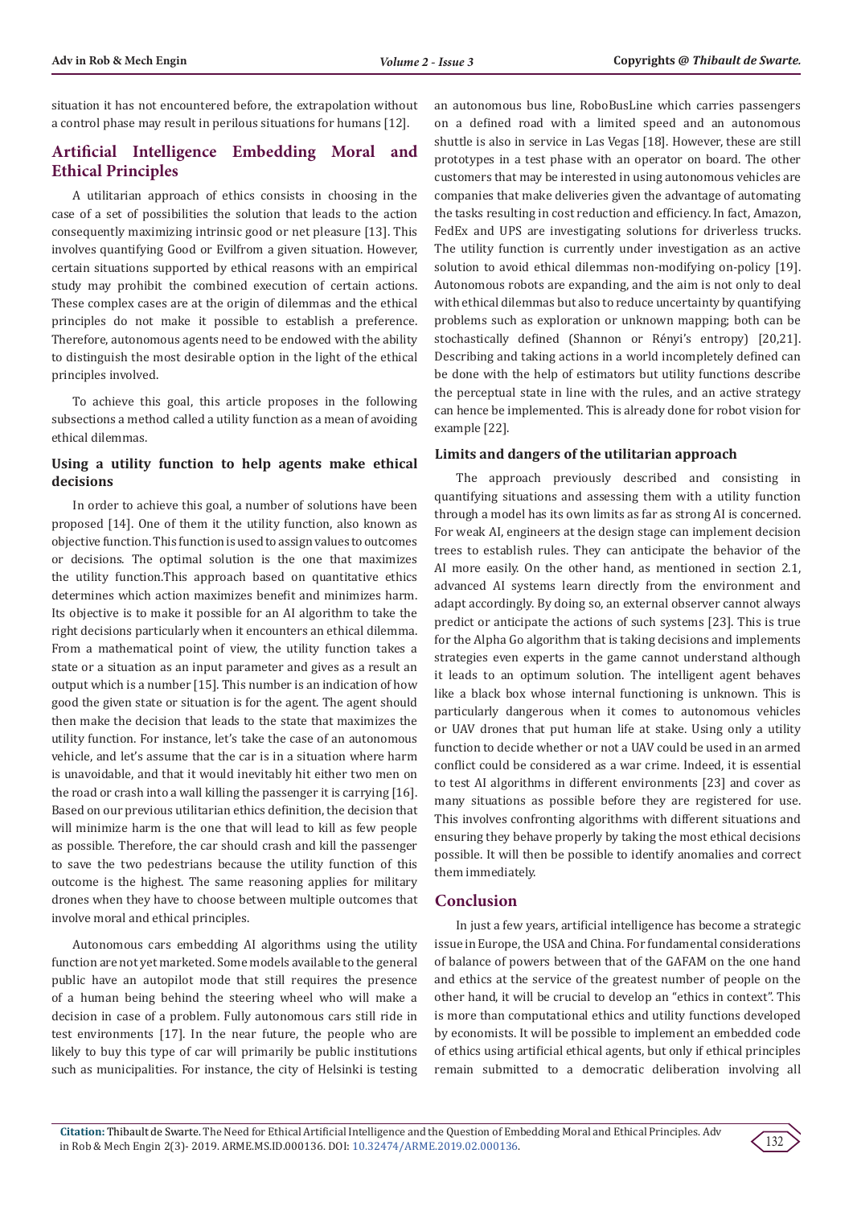situation it has not encountered before, the extrapolation without a control phase may result in perilous situations for humans [12].

## Artificial Intelligence Embedding Moral and Ethical Principles

A utilitarian approach of ethics consists in choosing in the case of a set of possibilities the solution that leads to the action consequently maximizing intrinsic good or net pleasure [13]. This involves quantifying Good or Evilfrom a given situation. However, certain situations supported by ethical reasons with an empirical study may prohibit the combined execution of certain actions. These complex cases are at the origin of dilemmas and the ethical principles do not make it possible to establish a preference. Therefore, autonomous agents need to be endowed with the ability to distinguish the most desirable option in the light of the ethical principles involved.

To achieve this goal, this article proposes in the following subsections a method called a utility function as a mean of avoiding ethical dilemmas.

### Using a utility function to help agents make ethical decisions

In order to achieve this goal, a number of solutions have been proposed [14]. One of them it the utility function, also known as objective function. This function is used to assign values to outcomes or decisions. The optimal solution is the one that maximizes the utility function.This approach based on quantitative ethics determines which action maximizes benefit and minimizes harm. Its objective is to make it possible for an AI algorithm to take the right decisions particularly when it encounters an ethical dilemma. From a mathematical point of view, the utility function takes a state or a situation as an input parameter and gives as a result an output which is a number [15]. This number is an indication of how good the given state or situation is for the agent. The agent should then make the decision that leads to the state that maximizes the utility function. For instance, let's take the case of an autonomous vehicle, and let's assume that the car is in a situation where harm is unavoidable, and that it would inevitably hit either two men on the road or crash into a wall killing the passenger it is carrying [16]. Based on our previous utilitarian ethics definition, the decision that will minimize harm is the one that will lead to kill as few people as possible. Therefore, the car should crash and kill the passenger to save the two pedestrians because the utility function of this outcome is the highest. The same reasoning applies for military drones when they have to choose between multiple outcomes that involve moral and ethical principles.

Autonomous cars embedding AI algorithms using the utility function are not yet marketed. Some models available to the general public have an autopilot mode that still requires the presence of a human being behind the steering wheel who will make a decision in case of a problem. Fully autonomous cars still ride in test environments [17]. In the near future, the people who are likely to buy this type of car will primarily be public institutions such as municipalities. For instance, the city of Helsinki is testing an autonomous bus line, RoboBusLine which carries passengers on a defined road with a limited speed and an autonomous shuttle is also in service in Las Vegas [18]. However, these are still prototypes in a test phase with an operator on board. The other customers that may be interested in using autonomous vehicles are companies that make deliveries given the advantage of automating the tasks resulting in cost reduction and efficiency. In fact, Amazon, FedEx and UPS are investigating solutions for driverless trucks. The utility function is currently under investigation as an active solution to avoid ethical dilemmas non-modifying on-policy [19]. Autonomous robots are expanding, and the aim is not only to deal with ethical dilemmas but also to reduce uncertainty by quantifying problems such as exploration or unknown mapping; both can be stochastically defined (Shannon or Rényi's entropy) [20,21]. Describing and taking actions in a world incompletely defined can be done with the help of estimators but utility functions describe the perceptual state in line with the rules, and an active strategy can hence be implemented. This is already done for robot vision for example [22].

### Limits and dangers of the utilitarian approach

The approach previously described and consisting in quantifying situations and assessing them with a utility function through a model has its own limits as far as strong AI is concerned. For weak AI, engineers at the design stage can implement decision trees to establish rules. They can anticipate the behavior of the AI more easily. On the other hand, as mentioned in section 2.1, advanced AI systems learn directly from the environment and adapt accordingly. By doing so, an external observer cannot always predict or anticipate the actions of such systems [23]. This is true for the Alpha Go algorithm that is taking decisions and implements strategies even experts in the game cannot understand although it leads to an optimum solution. The intelligent agent behaves like a black box whose internal functioning is unknown. This is particularly dangerous when it comes to autonomous vehicles or UAV drones that put human life at stake. Using only a utility function to decide whether or not a UAV could be used in an armed conflict could be considered as a war crime. Indeed, it is essential to test AI algorithms in different environments [23] and cover as many situations as possible before they are registered for use. This involves confronting algorithms with different situations and ensuring they behave properly by taking the most ethical decisions possible. It will then be possible to identify anomalies and correct them immediately.

## Conclusion

In just a few years, artificial intelligence has become a strategic issue in Europe, the USA and China. For fundamental considerations of balance of powers between that of the GAFAM on the one hand and ethics at the service of the greatest number of people on the other hand, it will be crucial to develop an "ethics in context". This is more than computational ethics and utility functions developed by economists. It will be possible to implement an embedded code of ethics using artificial ethical agents, but only if ethical principles remain submitted to a democratic deliberation involving all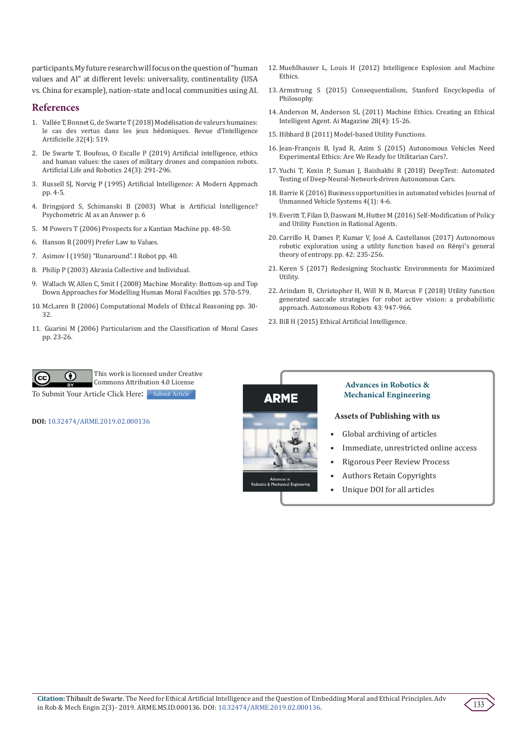participants. My future research will focus on the question of "human values and AI" at different levels: universality, continentality (USA vs. China for example), nation-state and local communities using AI.

## References

1. Vallée T, Bonnet G, de Swarte T (2018) Modélisation de valeurs humaines: le cas des vertus dans les jeux hédoniques. Revue d'Intelligence Artificielle 32(4): 519.
2. De Swarte T, Boufous, O Escalle P (2019) Artificial intelligence, ethics and human values: the cases of military drones and companion robots. Artificial Life and Robotics 24(3): 291-296.
3. Russell SJ, Norvig P (1995) Artificial Intelligence: A Modern Approach pp. 4-5.
4. Bringsjord S, Schimanski B (2003) What is Artificial Intelligence? Psychometric AI as an Answer p. 6
5. M Powers T (2006) Prospects for a Kantian Machine pp. 48-50.
6. Hanson R (2009) Prefer Law to Values.
7. Asimov I (1950) "Runaround". I Robot pp. 40.
8. Philip P (2003) Akrasia Collective and Individual.
9. Wallach W, Allen C, Smit I (2008) Machine Morality: Bottom-up and Top Down Approaches for Modelling Human Moral Faculties pp. 570-579.
10. McLaren B (2006) Computational Models of Ethical Reasoning pp. 30-32.
11. Guarini M (2006) Particularism and the Classification of Moral Cases pp. 23-26.
12. Muehlhauser L, Louis H (2012) Intelligence Explosion and Machine Ethics.
13. Armstrong S (2015) Consequentialism, Stanford Encyclopedia of Philosophy.
14. Anderson M, Anderson SL (2011) Machine Ethics. Creating an Ethical Intelligent Agent. Ai Magazine 28(4): 15-26.
15. Hibbard B (2011) Model-based Utility Functions.
16. Jean-François B, Iyad R, Azim S (2015) Autonomous Vehicles Need Experimental Ethics: Are We Ready for Utilitarian Cars?.
17. Yuchi T, Kexin P, Suman J, Baishakhi R (2018) DeepTest: Automated Testing of Deep-Neural-Network-driven Autonomous Cars.
18. Barrie K (2016) Business opportunities in automated vehicles Journal of Unmanned Vehicle Systems 4(1): 4-6.
19. Everitt T, Filan D, Daswani M, Hutter M (2016) Self-Modification of Policy and Utility Function in Rational Agents.
20. Carrillo H, Dames P, Kumar V, José A. Castellanos (2017) Autonomous robotic exploration using a utility function based on Rényi's general theory of entropy. pp. 42: 235-256.
21. Keren S (2017) Redesigning Stochastic Environments for Maximized Utility.
22. Arindam B, Christopher H, Will N B, Marcus F (2018) Utility function generated saccade strategies for robot active vision: a probabilistic approach. Autonomous Robots 43: 947-966.
23. Bill H (2015) Ethical Artificial Intelligence.

This work is licensed under Creative Commons Attribution 4.0 License

To Submit Your Article Click Here: Submit Article

**DOI:** 10.32474/ARME.2019.02.000136

**Advances in Robotics & Mechanical Engineering**

**Assets of Publishing with us**

- Global archiving of articles
- Immediate, unrestricted online access
- Rigorous Peer Review Process
- Authors Retain Copyrights
- Unique DOI for all articles

**Citation:** Thibault de Swarte. The Need for Ethical Artificial Intelligence and the Question of Embedding Moral and Ethical Principles. Adv in Rob & Mech Engin 2(3)- 2019. ARME.MS.ID.000136. DOI: 10.32474/ARME.2019.02.000136.